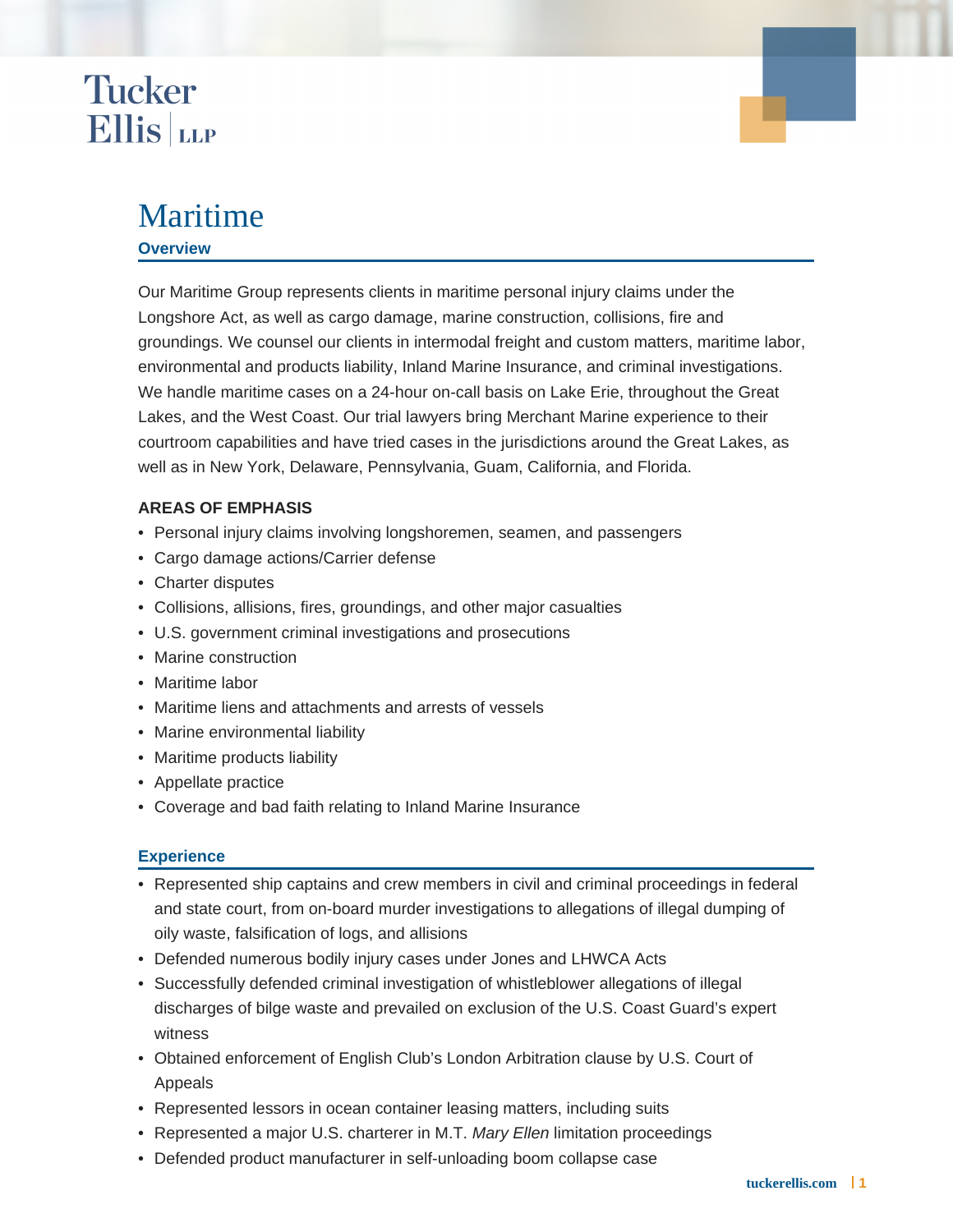Tucker Ellis | LLP

# Maritime

## Overview

Our Maritime Group represents clients in maritime personal injury claims under the Longshore Act, as well as cargo damage, marine construction, collisions, fire and groundings. We counsel our clients in intermodal freight and custom matters, maritime labor, environmental and products liability, Inland Marine Insurance, and criminal investigations. We handle maritime cases on a 24-hour on-call basis on Lake Erie, throughout the Great Lakes, and the West Coast. Our trial lawyers bring Merchant Marine experience to their courtroom capabilities and have tried cases in the jurisdictions around the Great Lakes, as well as in New York, Delaware, Pennsylvania, Guam, California, and Florida.

### AREAS OF EMPHASIS

- Personal injury claims involving longshoremen, seamen, and passengers
- Cargo damage actions/Carrier defense
- Charter disputes
- Collisions, allisions, fires, groundings, and other major casualties
- U.S. government criminal investigations and prosecutions
- Marine construction
- Maritime labor
- Maritime liens and attachments and arrests of vessels
- Marine environmental liability
- Maritime products liability
- Appellate practice
- Coverage and bad faith relating to Inland Marine Insurance

## Experience

- Represented ship captains and crew members in civil and criminal proceedings in federal and state court, from on-board murder investigations to allegations of illegal dumping of oily waste, falsification of logs, and allisions
- Defended numerous bodily injury cases under Jones and LHWCA Acts
- Successfully defended criminal investigation of whistleblower allegations of illegal discharges of bilge waste and prevailed on exclusion of the U.S. Coast Guard's expert witness
- Obtained enforcement of English Club's London Arbitration clause by U.S. Court of Appeals
- Represented lessors in ocean container leasing matters, including suits
- Represented a major U.S. charterer in M.T. *Mary Ellen* limitation proceedings
- Defended product manufacturer in self-unloading boom collapse case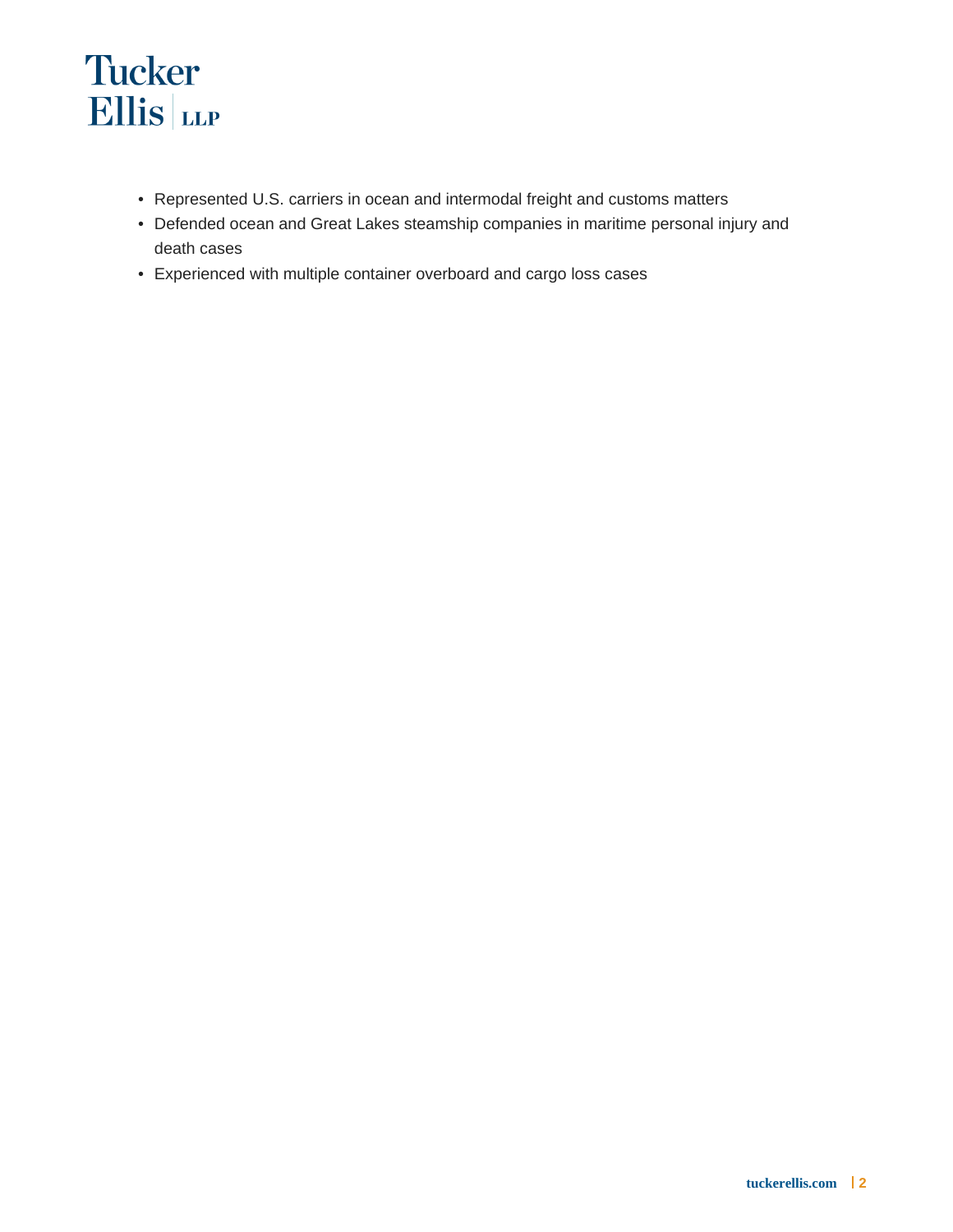- Represented U.S. carriers in ocean and intermodal freight and customs matters
- Defended ocean and Great Lakes steamship companies in maritime personal injury and death cases
- Experienced with multiple container overboard and cargo loss cases